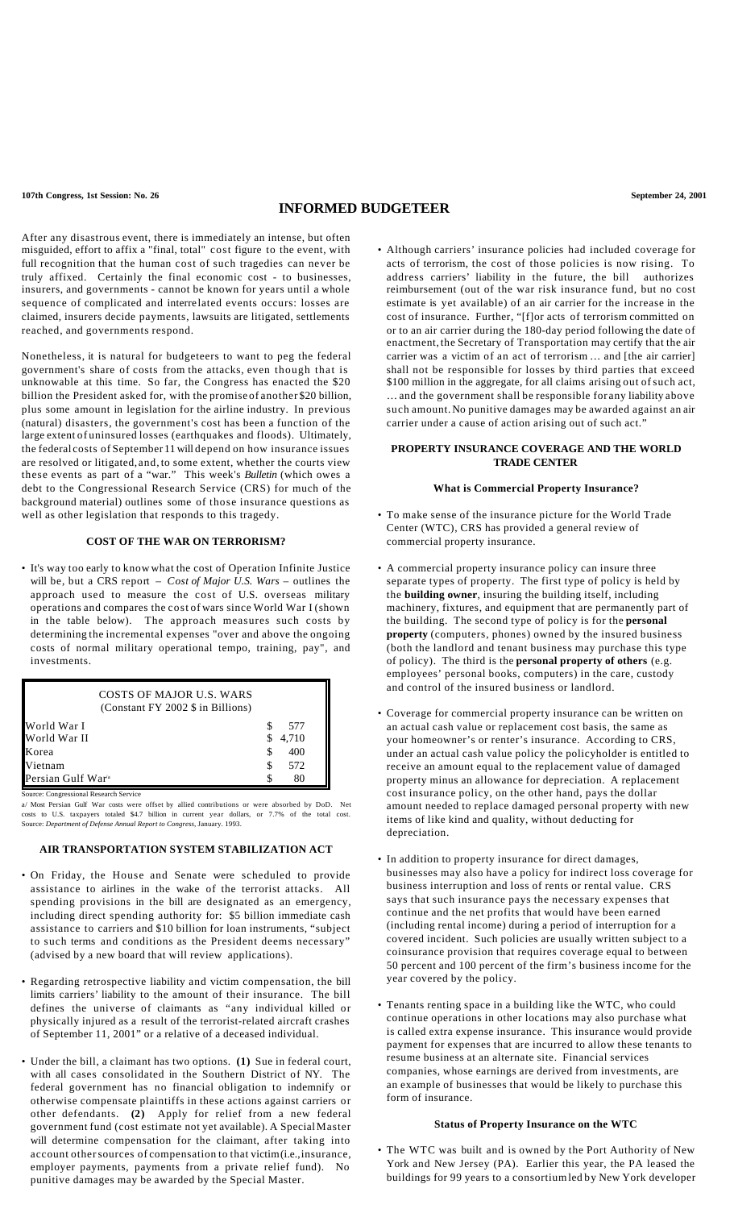**107th Congress, 1st Session: No. 26** **September 24, 2001**

# INFORMED BUDGETEER

After any disastrous event, there is immediately an intense, but often misguided, effort to affix a "final, total" cost figure to the event, with full recognition that the human cost of such tragedies can never be truly affixed. Certainly the final economic cost - to businesses, insurers, and governments - cannot be known for years until a whole sequence of complicated and interrelated events occurs: losses are claimed, insurers decide payments, lawsuits are litigated, settlements reached, and governments respond.

Nonetheless, it is natural for budgeteers to want to peg the federal government's share of costs from the attacks, even though that is unknowable at this time. So far, the Congress has enacted the $20 billion the President asked for, with the promise of another $20 billion, plus some amount in legislation for the airline industry. In previous (natural) disasters, the government's cost has been a function of the large extent of uninsured losses (earthquakes and floods). Ultimately, the federal costs of September 11 will depend on how insurance issues are resolved or litigated, and, to some extent, whether the courts view these events as part of a "war." This week's *Bulletin* (which owes a debt to the Congressional Research Service (CRS) for much of the background material) outlines some of those insurance questions as well as other legislation that responds to this tragedy.

## COST OF THE WAR ON TERRORISM?

- It's way too early to know what the cost of Operation Infinite Justice will be, but a CRS report – *Cost of Major U.S. Wars* – outlines the approach used to measure the cost of U.S. overseas military operations and compares the cost of wars since World War I (shown in the table below). The approach measures such costs by determining the incremental expenses "over and above the ongoing costs of normal military operational tempo, training, pay", and investments.

| COSTS OF MAJOR U.S. WARS (Constant FY 2002 $ in Billions) | |
|---|---|
| World War I | $ 577 |
| World War II | $ 4,710 |
| Korea | $ 400 |
| Vietnam | $ 572 |
| Persian Gulf War[a] | $ 80 |

Source: Congressional Research Service

a/ Most Persian Gulf War costs were offset by allied contributions or were absorbed by DoD. Net costs to U.S. taxpayers totaled $4.7 billion in current year dollars, or 7.7% of the total cost. Source: *Department of Defense Annual Report to Congress*, January. 1993.

## AIR TRANSPORTATION SYSTEM STABILIZATION ACT

- On Friday, the House and Senate were scheduled to provide assistance to airlines in the wake of the terrorist attacks. All spending provisions in the bill are designated as an emergency, including direct spending authority for: $5 billion immediate cash assistance to carriers and $10 billion for loan instruments, "subject to such terms and conditions as the President deems necessary" (advised by a new board that will review applications).

- Regarding retrospective liability and victim compensation, the bill limits carriers' liability to the amount of their insurance. The bill defines the universe of claimants as "any individual killed or physically injured as a result of the terrorist-related aircraft crashes of September 11, 2001" or a relative of a deceased individual.

- Under the bill, a claimant has two options. **(1)** Sue in federal court, with all cases consolidated in the Southern District of NY. The federal government has no financial obligation to indemnify or otherwise compensate plaintiffs in these actions against carriers or other defendants. **(2)** Apply for relief from a new federal government fund (cost estimate not yet available). A Special Master will determine compensation for the claimant, after taking into account other sources of compensation to that victim (i.e., insurance, employer payments, payments from a private relief fund). No punitive damages may be awarded by the Special Master.

- Although carriers' insurance policies had included coverage for acts of terrorism, the cost of those policies is now rising. To address carriers' liability in the future, the bill authorizes reimbursement (out of the war risk insurance fund, but no cost estimate is yet available) of an air carrier for the increase in the cost of insurance. Further, "[f]or acts of terrorism committed on or to an air carrier during the 180-day period following the date of enactment, the Secretary of Transportation may certify that the air carrier was a victim of an act of terrorism ... and [the air carrier] shall not be responsible for losses by third parties that exceed $100 million in the aggregate, for all claims arising out of such act, ... and the government shall be responsible for any liability above such amount. No punitive damages may be awarded against an air carrier under a cause of action arising out of such act."

## PROPERTY INSURANCE COVERAGE AND THE WORLD TRADE CENTER

### What is Commercial Property Insurance?

- To make sense of the insurance picture for the World Trade Center (WTC), CRS has provided a general review of commercial property insurance.

- A commercial property insurance policy can insure three separate types of property. The first type of policy is held by the **building owner**, insuring the building itself, including machinery, fixtures, and equipment that are permanently part of the building. The second type of policy is for the **personal property** (computers, phones) owned by the insured business (both the landlord and tenant business may purchase this type of policy). The third is the **personal property of others** (e.g. employees' personal books, computers) in the care, custody and control of the insured business or landlord.

- Coverage for commercial property insurance can be written on an actual cash value or replacement cost basis, the same as your homeowner's or renter's insurance. According to CRS, under an actual cash value policy the policyholder is entitled to receive an amount equal to the replacement value of damaged property minus an allowance for depreciation. A replacement cost insurance policy, on the other hand, pays the dollar amount needed to replace damaged personal property with new items of like kind and quality, without deducting for depreciation.

- In addition to property insurance for direct damages, businesses may also have a policy for indirect loss coverage for business interruption and loss of rents or rental value. CRS says that such insurance pays the necessary expenses that continue and the net profits that would have been earned (including rental income) during a period of interruption for a covered incident. Such policies are usually written subject to a coinsurance provision that requires coverage equal to between 50 percent and 100 percent of the firm's business income for the year covered by the policy.

- Tenants renting space in a building like the WTC, who could continue operations in other locations may also purchase what is called extra expense insurance. This insurance would provide payment for expenses that are incurred to allow these tenants to resume business at an alternate site. Financial services companies, whose earnings are derived from investments, are an example of businesses that would be likely to purchase this form of insurance.

### Status of Property Insurance on the WTC

- The WTC was built and is owned by the Port Authority of New York and New Jersey (PA). Earlier this year, the PA leased the buildings for 99 years to a consortium led by New York developer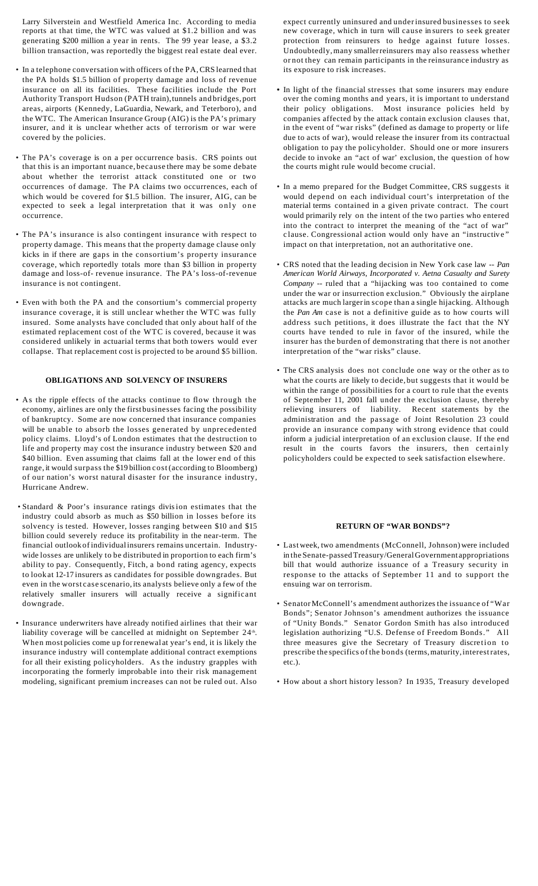Larry Silverstein and Westfield America Inc. According to media reports at that time, the WTC was valued at $1.2 billion and was generating $200 million a year in rents. The 99 year lease, a $3.2 billion transaction, was reportedly the biggest real estate deal ever.

- In a telephone conversation with officers of the PA, CRS learned that the PA holds $1.5 billion of property damage and loss of revenue insurance on all its facilities. These facilities include the Port Authority Transport Hudson (PATH train), tunnels and bridges, port areas, airports (Kennedy, LaGuardia, Newark, and Teterboro), and the WTC. The American Insurance Group (AIG) is the PA's primary insurer, and it is unclear whether acts of terrorism or war were covered by the policies.

- The PA's coverage is on a per occurrence basis. CRS points out that this is an important nuance, because there may be some debate about whether the terrorist attack constituted one or two occurrences of damage. The PA claims two occurrences, each of which would be covered for $1.5 billion. The insurer, AIG, can be expected to seek a legal interpretation that it was only one occurrence.

- The PA's insurance is also contingent insurance with respect to property damage. This means that the property damage clause only kicks in if there are gaps in the consortium's property insurance coverage, which reportedly totals more than $3 billion in property damage and loss-of- revenue insurance. The PA's loss-of-revenue insurance is not contingent.

- Even with both the PA and the consortium's commercial property insurance coverage, it is still unclear whether the WTC was fully insured. Some analysts have concluded that only about half of the estimated replacement cost of the WTC is covered, because it was considered unlikely in actuarial terms that both towers would ever collapse. That replacement cost is projected to be around $5 billion.

### OBLIGATIONS AND SOLVENCY OF INSURERS

- As the ripple effects of the attacks continue to flow through the economy, airlines are only the first businesses facing the possibility of bankruptcy. Some are now concerned that insurance companies will be unable to absorb the losses generated by unprecedented policy claims. Lloyd's of London estimates that the destruction to life and property may cost the insurance industry between $20 and $40 billion. Even assuming that claims fall at the lower end of this range, it would surpass the $19 billion cost (according to Bloomberg) of our nation's worst natural disaster for the insurance industry, Hurricane Andrew.

- Standard & Poor's insurance ratings division estimates that the industry could absorb as much as $50 billion in losses before its solvency is tested. However, losses ranging between $10 and $15 billion could severely reduce its profitability in the near-term. The financial outlook of individual insurers remains uncertain. Industry-wide losses are unlikely to be distributed in proportion to each firm's ability to pay. Consequently, Fitch, a bond rating agency, expects to look at 12-17 insurers as candidates for possible downgrades. But even in the worst case scenario, its analysts believe only a few of the relatively smaller insurers will actually receive a significant downgrade.

- Insurance underwriters have already notified airlines that their war liability coverage will be cancelled at midnight on September 24th. When most policies come up for renewal at year's end, it is likely the insurance industry will contemplate additional contract exemptions for all their existing policyholders. As the industry grapples with incorporating the formerly improbable into their risk management modeling, significant premium increases can not be ruled out. Also expect currently uninsured and underinsured businesses to seek new coverage, which in turn will cause insurers to seek greater protection from reinsurers to hedge against future losses. Undoubtedly, many smaller reinsurers may also reassess whether or not they can remain participants in the reinsurance industry as its exposure to risk increases.

- In light of the financial stresses that some insurers may endure over the coming months and years, it is important to understand their policy obligations. Most insurance policies held by companies affected by the attack contain exclusion clauses that, in the event of "war risks" (defined as damage to property or life due to acts of war), would release the insurer from its contractual obligation to pay the policyholder. Should one or more insurers decide to invoke an "act of war' exclusion, the question of how the courts might rule would become crucial.

- In a memo prepared for the Budget Committee, CRS suggests it would depend on each individual court's interpretation of the material terms contained in a given private contract. The court would primarily rely on the intent of the two parties who entered into the contract to interpret the meaning of the "act of war" clause. Congressional action would only have an "instructive" impact on that interpretation, not an authoritative one.

- CRS noted that the leading decision in New York case law -- *Pan American World Airways, Incorporated v. Aetna Casualty and Surety Company* -- ruled that a "hijacking was too contained to come under the war or insurrection exclusion." Obviously the airplane attacks are much larger in scope than a single hijacking. Although the *Pan Am* case is not a definitive guide as to how courts will address such petitions, it does illustrate the fact that the NY courts have tended to rule in favor of the insured, while the insurer has the burden of demonstrating that there is not another interpretation of the "war risks" clause.

- The CRS analysis does not conclude one way or the other as to what the courts are likely to decide, but suggests that it would be within the range of possibilities for a court to rule that the events of September 11, 2001 fall under the exclusion clause, thereby relieving insurers of liability. Recent statements by the administration and the passage of Joint Resolution 23 could provide an insurance company with strong evidence that could inform a judicial interpretation of an exclusion clause. If the end result in the courts favors the insurers, then certainly policyholders could be expected to seek satisfaction elsewhere.

### RETURN OF "WAR BONDS"?

- Last week, two amendments (McConnell, Johnson) were included in the Senate-passed Treasury/General Government appropriations bill that would authorize issuance of a Treasury security in response to the attacks of September 11 and to support the ensuing war on terrorism.

- Senator McConnell's amendment authorizes the issuance of "War Bonds"; Senator Johnson's amendment authorizes the issuance of "Unity Bonds." Senator Gordon Smith has also introduced legislation authorizing "U.S. Defense of Freedom Bonds." All three measures give the Secretary of Treasury discretion to prescribe the specifics of the bonds (terms, maturity, interest rates, etc.).

- How about a short history lesson? In 1935, Treasury developed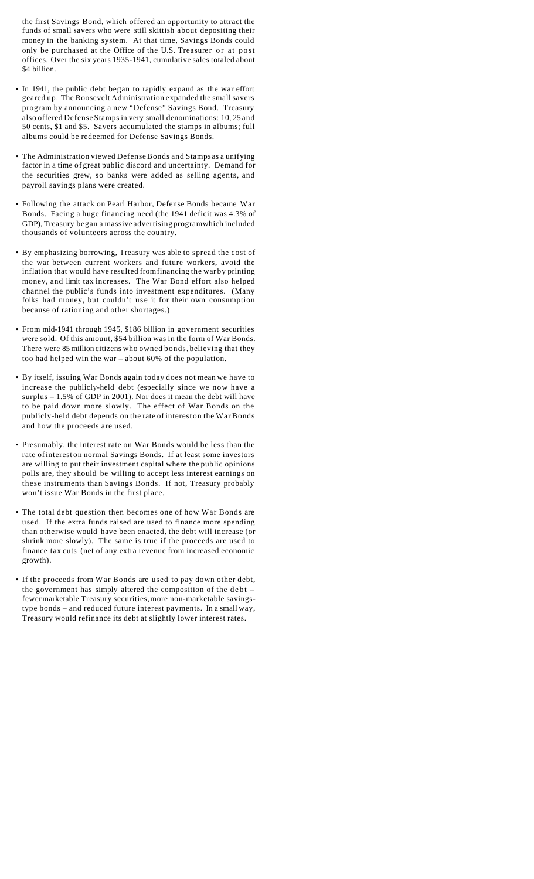the first Savings Bond, which offered an opportunity to attract the funds of small savers who were still skittish about depositing their money in the banking system. At that time, Savings Bonds could only be purchased at the Office of the U.S. Treasurer or at post offices. Over the six years 1935-1941, cumulative sales totaled about $4 billion.

- In 1941, the public debt began to rapidly expand as the war effort geared up. The Roosevelt Administration expanded the small savers program by announcing a new "Defense" Savings Bond. Treasury also offered Defense Stamps in very small denominations: 10, 25 and 50 cents, $1 and $5. Savers accumulated the stamps in albums; full albums could be redeemed for Defense Savings Bonds.

- The Administration viewed Defense Bonds and Stamps as a unifying factor in a time of great public discord and uncertainty. Demand for the securities grew, so banks were added as selling agents, and payroll savings plans were created.

- Following the attack on Pearl Harbor, Defense Bonds became War Bonds. Facing a huge financing need (the 1941 deficit was 4.3% of GDP), Treasury began a massive advertising program which included thousands of volunteers across the country.

- By emphasizing borrowing, Treasury was able to spread the cost of the war between current workers and future workers, avoid the inflation that would have resulted from financing the war by printing money, and limit tax increases. The War Bond effort also helped channel the public's funds into investment expenditures. (Many folks had money, but couldn't use it for their own consumption because of rationing and other shortages.)

- From mid-1941 through 1945, $186 billion in government securities were sold. Of this amount, $54 billion was in the form of War Bonds. There were 85 million citizens who owned bonds, believing that they too had helped win the war – about 60% of the population.

- By itself, issuing War Bonds again today does not mean we have to increase the publicly-held debt (especially since we now have a surplus – 1.5% of GDP in 2001). Nor does it mean the debt will have to be paid down more slowly. The effect of War Bonds on the publicly-held debt depends on the rate of interest on the War Bonds and how the proceeds are used.

- Presumably, the interest rate on War Bonds would be less than the rate of interest on normal Savings Bonds. If at least some investors are willing to put their investment capital where the public opinions polls are, they should be willing to accept less interest earnings on these instruments than Savings Bonds. If not, Treasury probably won't issue War Bonds in the first place.

- The total debt question then becomes one of how War Bonds are used. If the extra funds raised are used to finance more spending than otherwise would have been enacted, the debt will increase (or shrink more slowly). The same is true if the proceeds are used to finance tax cuts (net of any extra revenue from increased economic growth).

- If the proceeds from War Bonds are used to pay down other debt, the government has simply altered the composition of the debt – fewer marketable Treasury securities, more non-marketable savings-type bonds – and reduced future interest payments. In a small way, Treasury would refinance its debt at slightly lower interest rates.